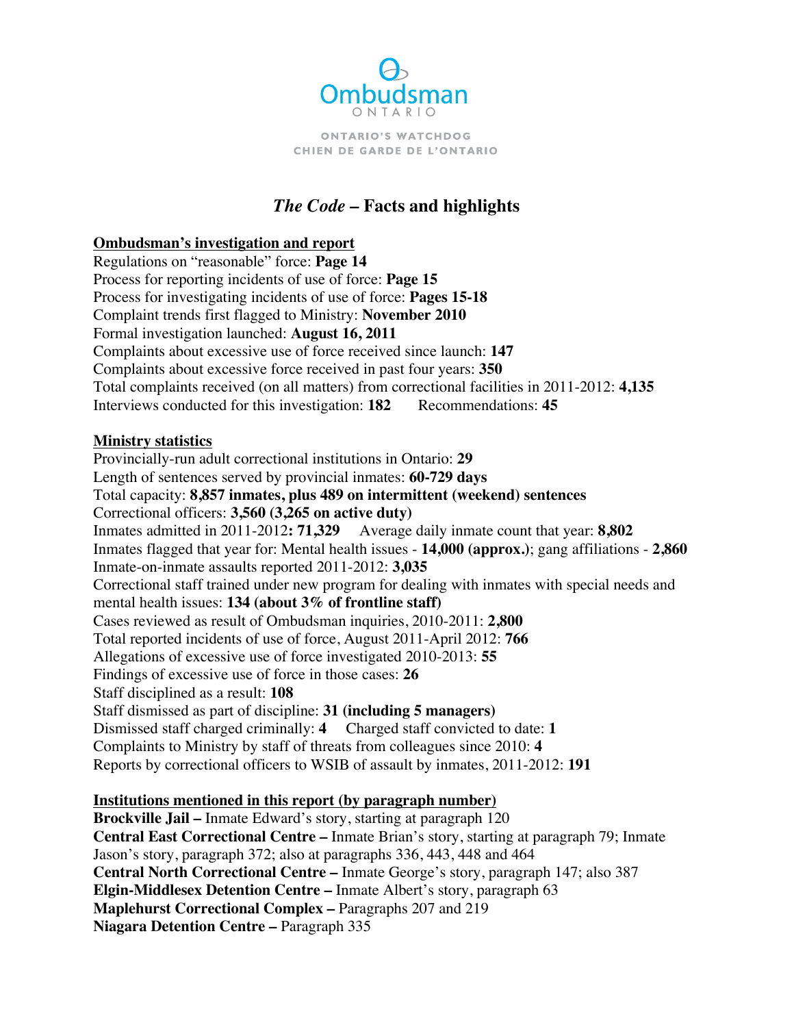Ombudsman
ONTARIO

ONTARIO'S WATCHDOG
CHIEN DE GARDE DE L'ONTARIO

# *The Code* – Facts and highlights

## Ombudsman's investigation and report

Regulations on "reasonable" force: **Page 14**
Process for reporting incidents of use of force: **Page 15**
Process for investigating incidents of use of force: **Pages 15-18**
Complaint trends first flagged to Ministry: **November 2010**
Formal investigation launched: **August 16, 2011**
Complaints about excessive use of force received since launch: **147**
Complaints about excessive force received in past four years: **350**
Total complaints received (on all matters) from correctional facilities in 2011-2012: **4,135**
Interviews conducted for this investigation: **182** Recommendations: **45**

## Ministry statistics

Provincially-run adult correctional institutions in Ontario: **29**
Length of sentences served by provincial inmates: **60-729 days**
Total capacity: **8,857 inmates, plus 489 on intermittent (weekend) sentences**
Correctional officers: **3,560 (3,265 on active duty)**
Inmates admitted in 2011-2012**: 71,329** Average daily inmate count that year: **8,802**
Inmates flagged that year for: Mental health issues - **14,000 (approx.)**; gang affiliations - **2,860**
Inmate-on-inmate assaults reported 2011-2012: **3,035**
Correctional staff trained under new program for dealing with inmates with special needs and mental health issues: **134 (about 3% of frontline staff)**
Cases reviewed as result of Ombudsman inquiries, 2010-2011: **2,800**
Total reported incidents of use of force, August 2011-April 2012: **766**
Allegations of excessive use of force investigated 2010-2013: **55**
Findings of excessive use of force in those cases: **26**
Staff disciplined as a result: **108**
Staff dismissed as part of discipline: **31 (including 5 managers)**
Dismissed staff charged criminally: **4** Charged staff convicted to date: **1**
Complaints to Ministry by staff of threats from colleagues since 2010: **4**
Reports by correctional officers to WSIB of assault by inmates, 2011-2012: **191**

## Institutions mentioned in this report (by paragraph number)

**Brockville Jail –** Inmate Edward's story, starting at paragraph 120
**Central East Correctional Centre –** Inmate Brian's story, starting at paragraph 79; Inmate Jason's story, paragraph 372; also at paragraphs 336, 443, 448 and 464
**Central North Correctional Centre –** Inmate George's story, paragraph 147; also 387
**Elgin-Middlesex Detention Centre –** Inmate Albert's story, paragraph 63
**Maplehurst Correctional Complex –** Paragraphs 207 and 219
**Niagara Detention Centre –** Paragraph 335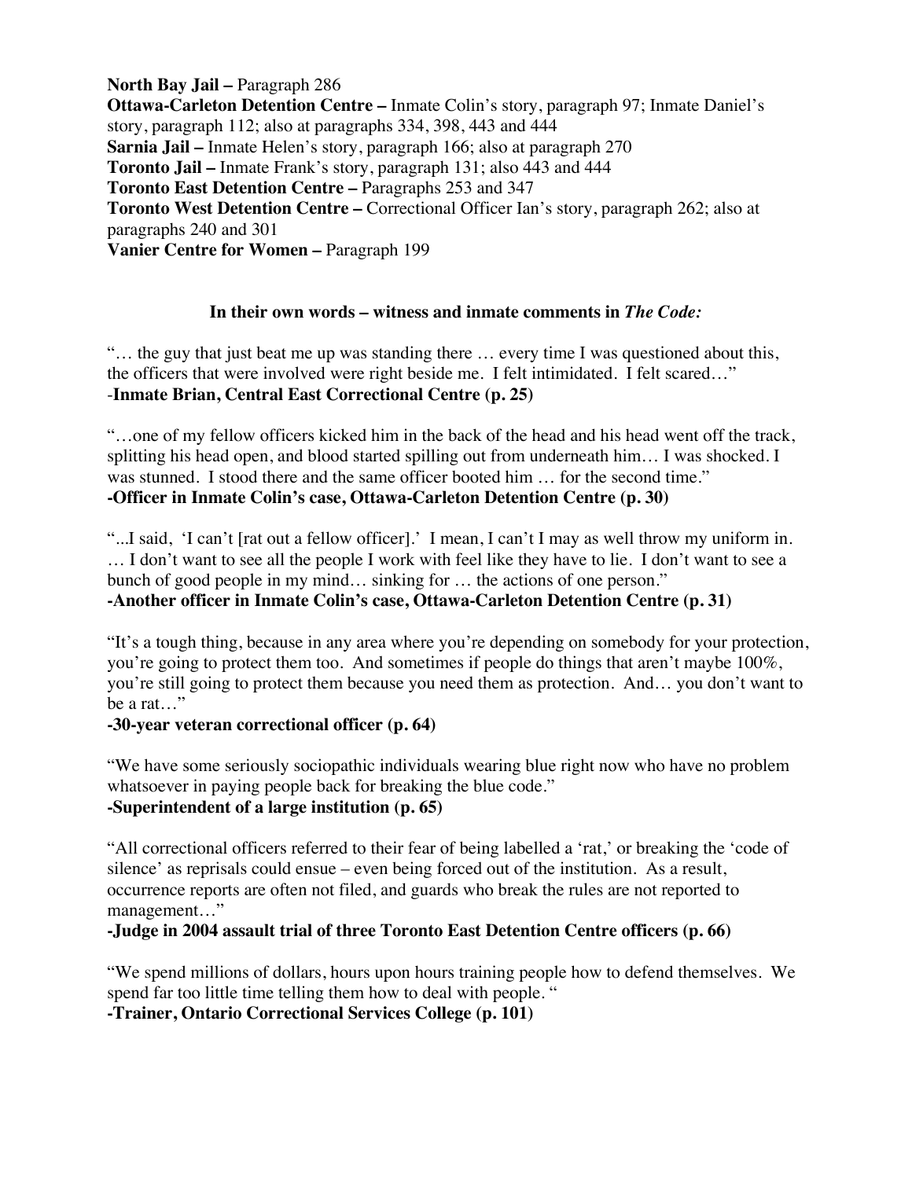**North Bay Jail –** Paragraph 286
**Ottawa-Carleton Detention Centre –** Inmate Colin's story, paragraph 97; Inmate Daniel's story, paragraph 112; also at paragraphs 334, 398, 443 and 444
**Sarnia Jail –** Inmate Helen's story, paragraph 166; also at paragraph 270
**Toronto Jail –** Inmate Frank's story, paragraph 131; also 443 and 444
**Toronto East Detention Centre –** Paragraphs 253 and 347
**Toronto West Detention Centre –** Correctional Officer Ian's story, paragraph 262; also at paragraphs 240 and 301
**Vanier Centre for Women –** Paragraph 199

**In their own words – witness and inmate comments in *The Code:***

"… the guy that just beat me up was standing there … every time I was questioned about this, the officers that were involved were right beside me. I felt intimidated. I felt scared…"
-**Inmate Brian, Central East Correctional Centre (p. 25)**

"…one of my fellow officers kicked him in the back of the head and his head went off the track, splitting his head open, and blood started spilling out from underneath him… I was shocked. I was stunned. I stood there and the same officer booted him … for the second time."
**-Officer in Inmate Colin's case, Ottawa-Carleton Detention Centre (p. 30)**

"...I said, 'I can't [rat out a fellow officer].' I mean, I can't I may as well throw my uniform in. … I don't want to see all the people I work with feel like they have to lie. I don't want to see a bunch of good people in my mind… sinking for … the actions of one person."
**-Another officer in Inmate Colin's case, Ottawa-Carleton Detention Centre (p. 31)**

"It's a tough thing, because in any area where you're depending on somebody for your protection, you're going to protect them too. And sometimes if people do things that aren't maybe 100%, you're still going to protect them because you need them as protection. And… you don't want to be a rat…"
**-30-year veteran correctional officer (p. 64)**

"We have some seriously sociopathic individuals wearing blue right now who have no problem whatsoever in paying people back for breaking the blue code."
**-Superintendent of a large institution (p. 65)**

"All correctional officers referred to their fear of being labelled a 'rat,' or breaking the 'code of silence' as reprisals could ensue – even being forced out of the institution. As a result, occurrence reports are often not filed, and guards who break the rules are not reported to management…"
**-Judge in 2004 assault trial of three Toronto East Detention Centre officers (p. 66)**

"We spend millions of dollars, hours upon hours training people how to defend themselves. We spend far too little time telling them how to deal with people. "
**-Trainer, Ontario Correctional Services College (p. 101)**